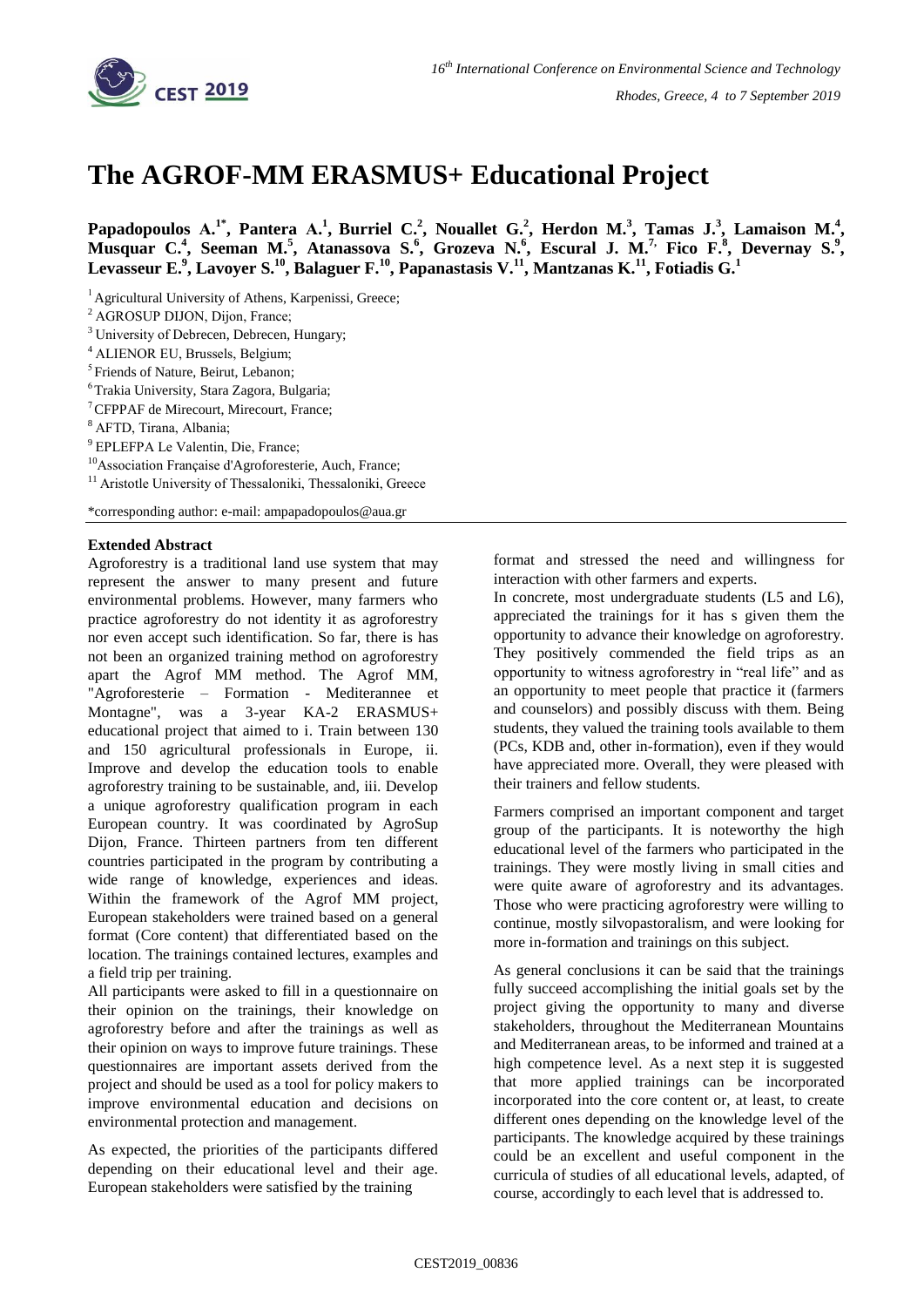# The AGROF-MM ERASMUS+ Educational Project

**Papadopoulos A.[1*], Pantera A.[1], Burriel C.[2], Nouallet G.[2], Herdon M.[3], Tamas J.[3], Lamaison M.[4], Musquar C.[4], Seeman M.[5], Atanassova S.[6], Grozeva N.[6], Escural J. M.[7], Fico F.[8], Devernay S.[9], Levasseur E.[9], Lavoyer S.[10], Balaguer F.[10], Papanastasis V.[11], Mantzanas K.[11], Fotiadis G.[1]**

[1] Agricultural University of Athens, Karpenissi, Greece;
[2] AGROSUP DIJON, Dijon, France;
[3] University of Debrecen, Debrecen, Hungary;
[4] ALIENOR EU, Brussels, Belgium;
[5] Friends of Nature, Beirut, Lebanon;
[6] Trakia University, Stara Zagora, Bulgaria;
[7] CFPPAF de Mirecourt, Mirecourt, France;
[8] AFTD, Tirana, Albania;
[9] EPLEFPA Le Valentin, Die, France;
[10] Association Française d'Agroforesterie, Auch, France;
[11] Aristotle University of Thessaloniki, Thessaloniki, Greece

*corresponding author: e-mail: ampapadopoulos@aua.gr

**Extended Abstract**

Agroforestry is a traditional land use system that may represent the answer to many present and future environmental problems. However, many farmers who practice agroforestry do not identity it as agroforestry nor even accept such identification. So far, there is has not been an organized training method on agroforestry apart the Agrof MM method. The Agrof MM, "Agroforesterie – Formation - Mediterannee et Montagne", was a 3-year KA-2 ERASMUS+ educational project that aimed to i. Train between 130 and 150 agricultural professionals in Europe, ii. Improve and develop the education tools to enable agroforestry training to be sustainable, and, iii. Develop a unique agroforestry qualification program in each European country. It was coordinated by AgroSup Dijon, France. Thirteen partners from ten different countries participated in the program by contributing a wide range of knowledge, experiences and ideas. Within the framework of the Agrof MM project, European stakeholders were trained based on a general format (Core content) that differentiated based on the location. The trainings contained lectures, examples and a field trip per training.

All participants were asked to fill in a questionnaire on their opinion on the trainings, their knowledge on agroforestry before and after the trainings as well as their opinion on ways to improve future trainings. These questionnaires are important assets derived from the project and should be used as a tool for policy makers to improve environmental education and decisions on environmental protection and management.

As expected, the priorities of the participants differed depending on their educational level and their age. European stakeholders were satisfied by the training format and stressed the need and willingness for interaction with other farmers and experts.

In concrete, most undergraduate students (L5 and L6), appreciated the trainings for it has s given them the opportunity to advance their knowledge on agroforestry. They positively commended the field trips as an opportunity to witness agroforestry in "real life" and as an opportunity to meet people that practice it (farmers and counselors) and possibly discuss with them. Being students, they valued the training tools available to them (PCs, KDB and, other in-formation), even if they would have appreciated more. Overall, they were pleased with their trainers and fellow students.

Farmers comprised an important component and target group of the participants. It is noteworthy the high educational level of the farmers who participated in the trainings. They were mostly living in small cities and were quite aware of agroforestry and its advantages. Those who were practicing agroforestry were willing to continue, mostly silvopastoralism, and were looking for more in-formation and trainings on this subject.

As general conclusions it can be said that the trainings fully succeed accomplishing the initial goals set by the project giving the opportunity to many and diverse stakeholders, throughout the Mediterranean Mountains and Mediterranean areas, to be informed and trained at a high competence level. As a next step it is suggested that more applied trainings can be incorporated incorporated into the core content or, at least, to create different ones depending on the knowledge level of the participants. The knowledge acquired by these trainings could be an excellent and useful component in the curricula of studies of all educational levels, adapted, of course, accordingly to each level that is addressed to.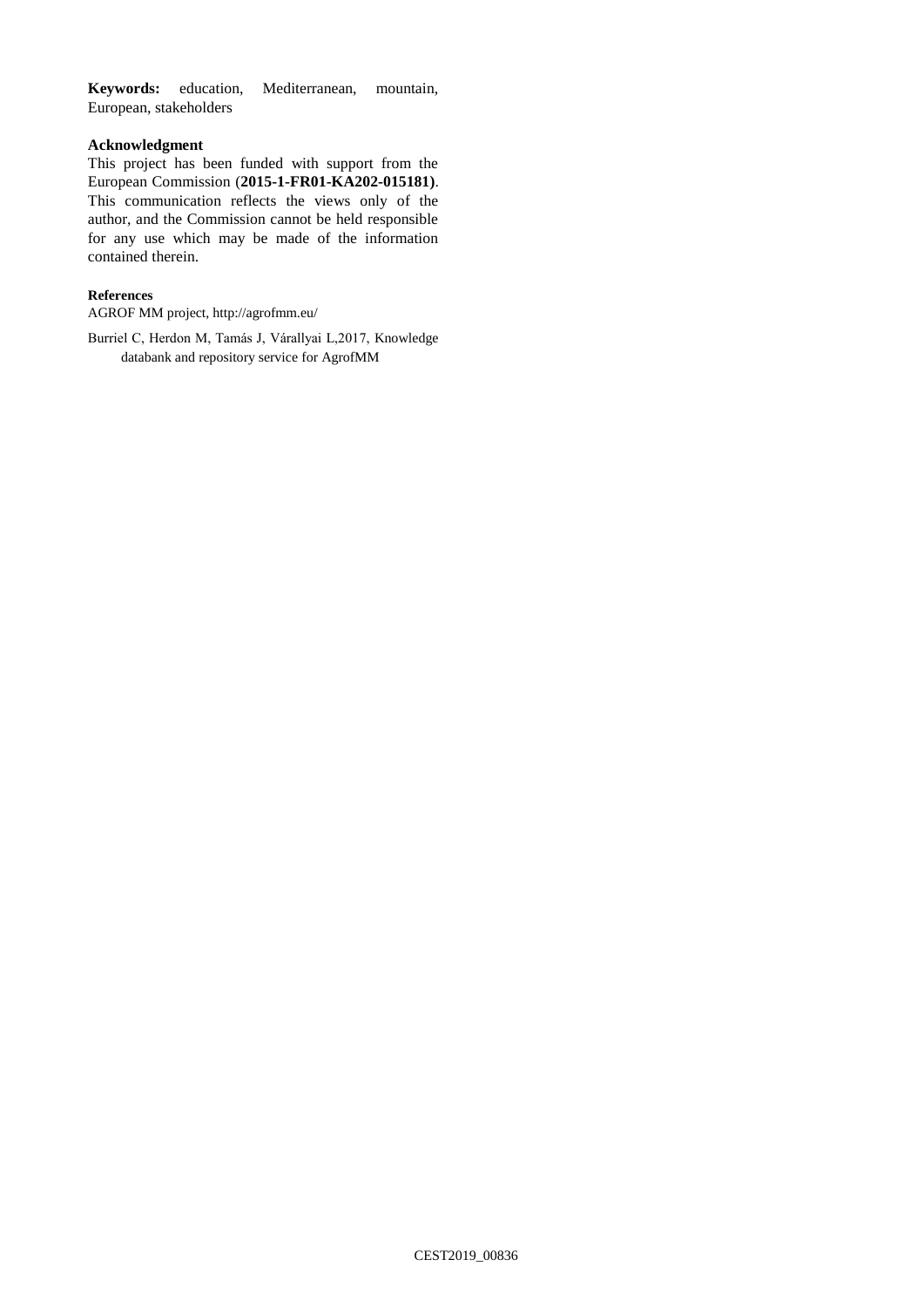**Keywords:** education, Mediterranean, mountain, European, stakeholders

**Acknowledgment**

This project has been funded with support from the European Commission (**2015-1-FR01-KA202-015181)**. This communication reflects the views only of the author, and the Commission cannot be held responsible for any use which may be made of the information contained therein.

**References**

AGROF MM project, http://agrofmm.eu/

Burriel C, Herdon M, Tamás J, Várallyai L,2017, Knowledge databank and repository service for AgrofMM